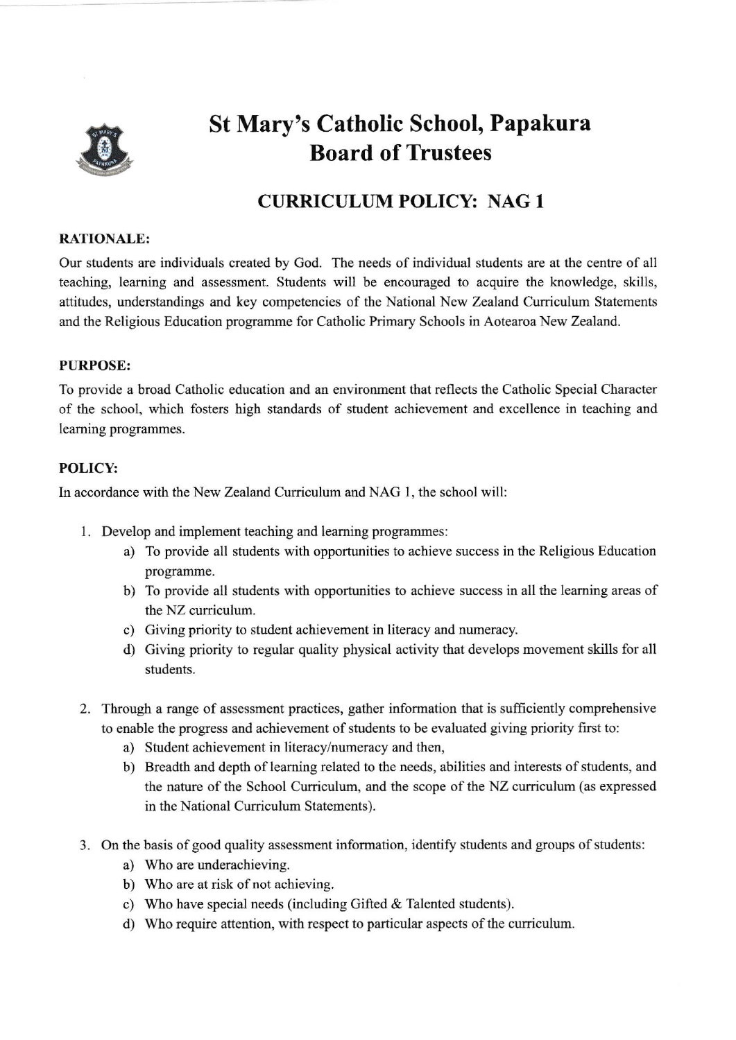# St Mary's Catholic School, Papakura
# Board of Trustees

## CURRICULUM POLICY: NAG 1

**RATIONALE:**

Our students are individuals created by God. The needs of individual students are at the centre of all teaching, learning and assessment. Students will be encouraged to acquire the knowledge, skills, attitudes, understandings and key competencies of the National New Zealand Curriculum Statements and the Religious Education programme for Catholic Primary Schools in Aotearoa New Zealand.

**PURPOSE:**

To provide a broad Catholic education and an environment that reflects the Catholic Special Character of the school, which fosters high standards of student achievement and excellence in teaching and learning programmes.

**POLICY:**

In accordance with the New Zealand Curriculum and NAG 1, the school will:

1. Develop and implement teaching and learning programmes:
   a) To provide all students with opportunities to achieve success in the Religious Education programme.
   b) To provide all students with opportunities to achieve success in all the learning areas of the NZ curriculum.
   c) Giving priority to student achievement in literacy and numeracy.
   d) Giving priority to regular quality physical activity that develops movement skills for all students.

2. Through a range of assessment practices, gather information that is sufficiently comprehensive to enable the progress and achievement of students to be evaluated giving priority first to:
   a) Student achievement in literacy/numeracy and then,
   b) Breadth and depth of learning related to the needs, abilities and interests of students, and the nature of the School Curriculum, and the scope of the NZ curriculum (as expressed in the National Curriculum Statements).

3. On the basis of good quality assessment information, identify students and groups of students:
   a) Who are underachieving.
   b) Who are at risk of not achieving.
   c) Who have special needs (including Gifted & Talented students).
   d) Who require attention, with respect to particular aspects of the curriculum.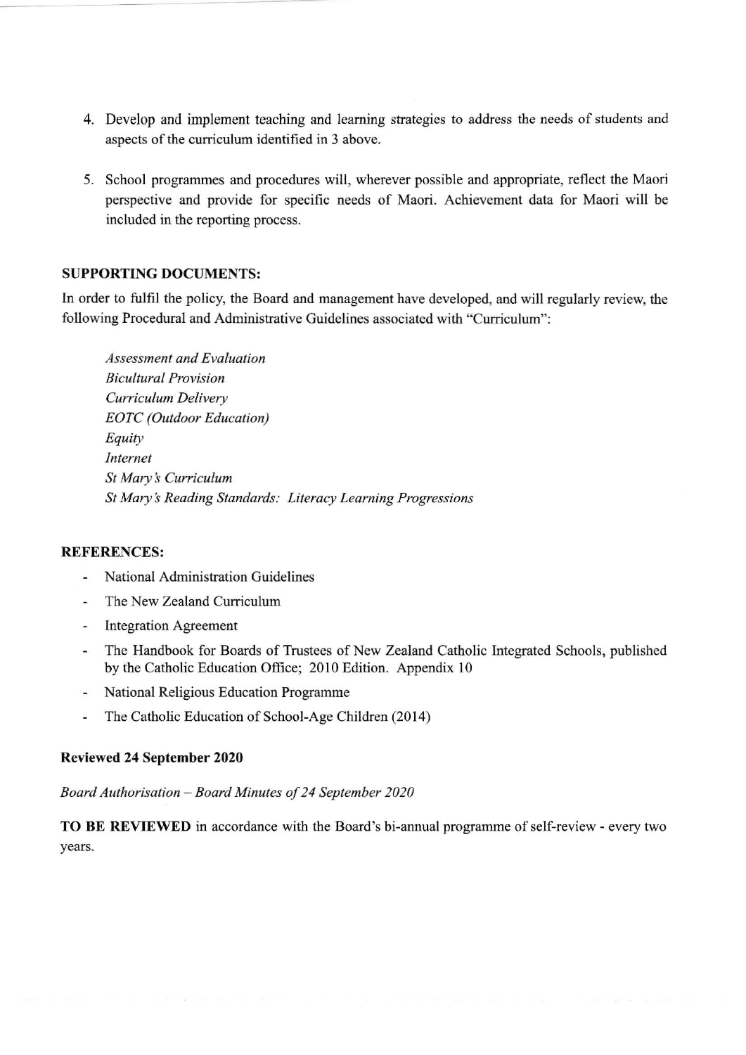4. Develop and implement teaching and learning strategies to address the needs of students and aspects of the curriculum identified in 3 above.

5. School programmes and procedures will, wherever possible and appropriate, reflect the Maori perspective and provide for specific needs of Maori. Achievement data for Maori will be included in the reporting process.

**SUPPORTING DOCUMENTS:**

In order to fulfil the policy, the Board and management have developed, and will regularly review, the following Procedural and Administrative Guidelines associated with "Curriculum":

*Assessment and Evaluation*
*Bicultural Provision*
*Curriculum Delivery*
*EOTC (Outdoor Education)*
*Equity*
*Internet*
*St Mary's Curriculum*
*St Mary's Reading Standards: Literacy Learning Progressions*

**REFERENCES:**

- National Administration Guidelines
- The New Zealand Curriculum
- Integration Agreement
- The Handbook for Boards of Trustees of New Zealand Catholic Integrated Schools, published by the Catholic Education Office; 2010 Edition. Appendix 10
- National Religious Education Programme
- The Catholic Education of School-Age Children (2014)

**Reviewed 24 September 2020**

*Board Authorisation – Board Minutes of 24 September 2020*

**TO BE REVIEWED** in accordance with the Board's bi-annual programme of self-review - every two years.